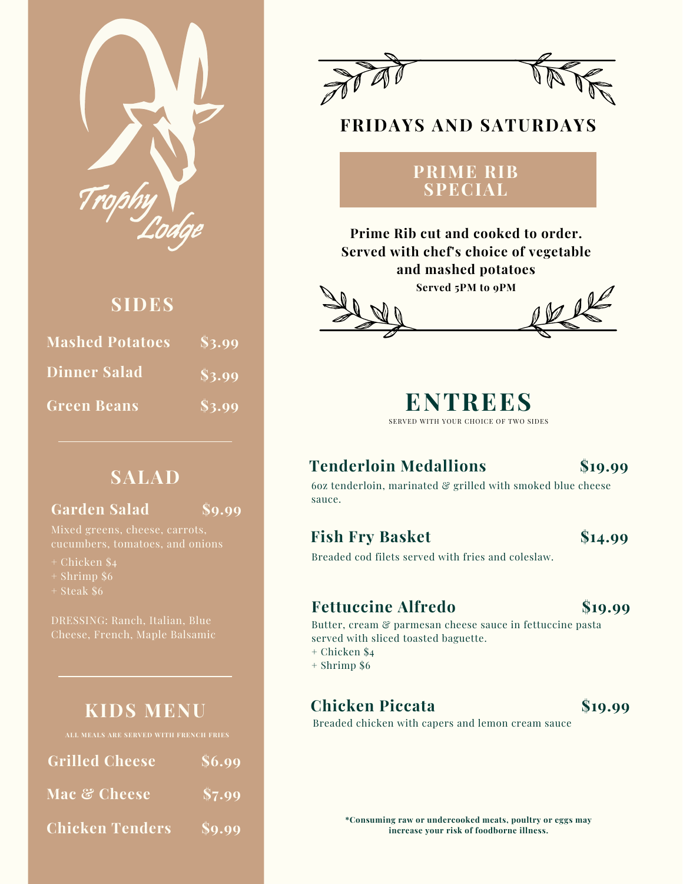Trophy Lodge

## SIDES

| | |
|---|---|
| Mashed Potatoes | $3.99 |
| Dinner Salad | $3.99 |
| Green Beans | $3.99 |

## SALAD

**Garden Salad** **$9.99**

Mixed greens, cheese, carrots, cucumbers, tomatoes, and onions

+ Chicken $4
+ Shrimp $6
+ Steak $6

DRESSING: Ranch, Italian, Blue Cheese, French, Maple Balsamic

## KIDS MENU

ALL MEALS ARE SERVED WITH FRENCH FRIES

| | |
|---|---|
| Grilled Cheese | $6.99 |
| Mac & Cheese | $7.99 |
| Chicken Tenders | $9.99 |

## FRIDAYS AND SATURDAYS

### PRIME RIB SPECIAL

**Prime Rib cut and cooked to order. Served with chef's choice of vegetable and mashed potatoes**

**Served 5PM to 9PM**

## ENTREES

SERVED WITH YOUR CHOICE OF TWO SIDES

**Tenderloin Medallions** **$19.99**

6oz tenderloin, marinated & grilled with smoked blue cheese sauce.

**Fish Fry Basket** **$14.99**

Breaded cod filets served with fries and coleslaw.

**Fettuccine Alfredo** **$19.99**

Butter, cream & parmesan cheese sauce in fettuccine pasta served with sliced toasted baguette.

+ Chicken $4
+ Shrimp $6

**Chicken Piccata** **$19.99**

Breaded chicken with capers and lemon cream sauce

***Consuming raw or undercooked meats, poultry or eggs may increase your risk of foodborne illness.**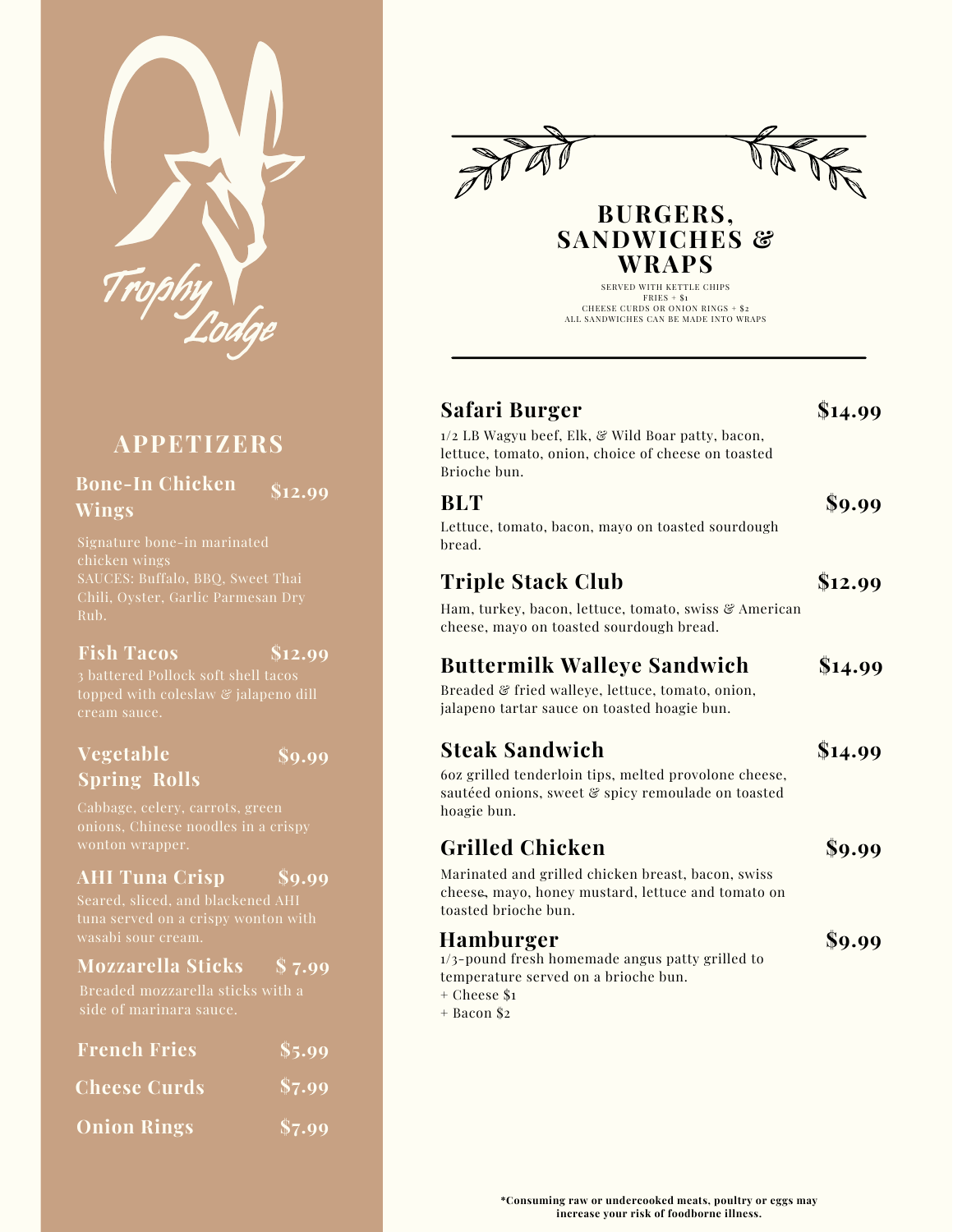Trophy Lodge

## APPETIZERS

### Bone-In Chicken Wings — $12.99

Signature bone-in marinated chicken wings
SAUCES: Buffalo, BBQ, Sweet Thai Chili, Oyster, Garlic Parmesan Dry Rub.

### Fish Tacos — $12.99

3 battered Pollock soft shell tacos topped with coleslaw & jalapeno dill cream sauce.

### Vegetable Spring Rolls — $9.99

Cabbage, celery, carrots, green onions, Chinese noodles in a crispy wonton wrapper.

### AHI Tuna Crisp — $9.99

Seared, sliced, and blackened AHI tuna served on a crispy wonton with wasabi sour cream.

### Mozzarella Sticks — $ 7.99

Breaded mozzarella sticks with a side of marinara sauce.

### French Fries — $5.99

### Cheese Curds — $7.99

### Onion Rings — $7.99

## BURGERS, SANDWICHES & WRAPS

SERVED WITH KETTLE CHIPS
FRIES + $1
CHEESE CURDS OR ONION RINGS + $2
ALL SANDWICHES CAN BE MADE INTO WRAPS

### Safari Burger — $14.99

1/2 LB Wagyu beef, Elk, & Wild Boar patty, bacon, lettuce, tomato, onion, choice of cheese on toasted Brioche bun.

### BLT — $9.99

Lettuce, tomato, bacon, mayo on toasted sourdough bread.

### Triple Stack Club — $12.99

Ham, turkey, bacon, lettuce, tomato, swiss & American cheese, mayo on toasted sourdough bread.

### Buttermilk Walleye Sandwich — $14.99

Breaded & fried walleye, lettuce, tomato, onion, jalapeno tartar sauce on toasted hoagie bun.

### Steak Sandwich — $14.99

6oz grilled tenderloin tips, melted provolone cheese, sautéed onions, sweet & spicy remoulade on toasted hoagie bun.

### Grilled Chicken — $9.99

Marinated and grilled chicken breast, bacon, swiss cheese, mayo, honey mustard, lettuce and tomato on toasted brioche bun.

### Hamburger — $9.99

1/3-pound fresh homemade angus patty grilled to temperature served on a brioche bun.
+ Cheese $1
+ Bacon $2

**\*Consuming raw or undercooked meats, poultry or eggs may increase your risk of foodborne illness.**